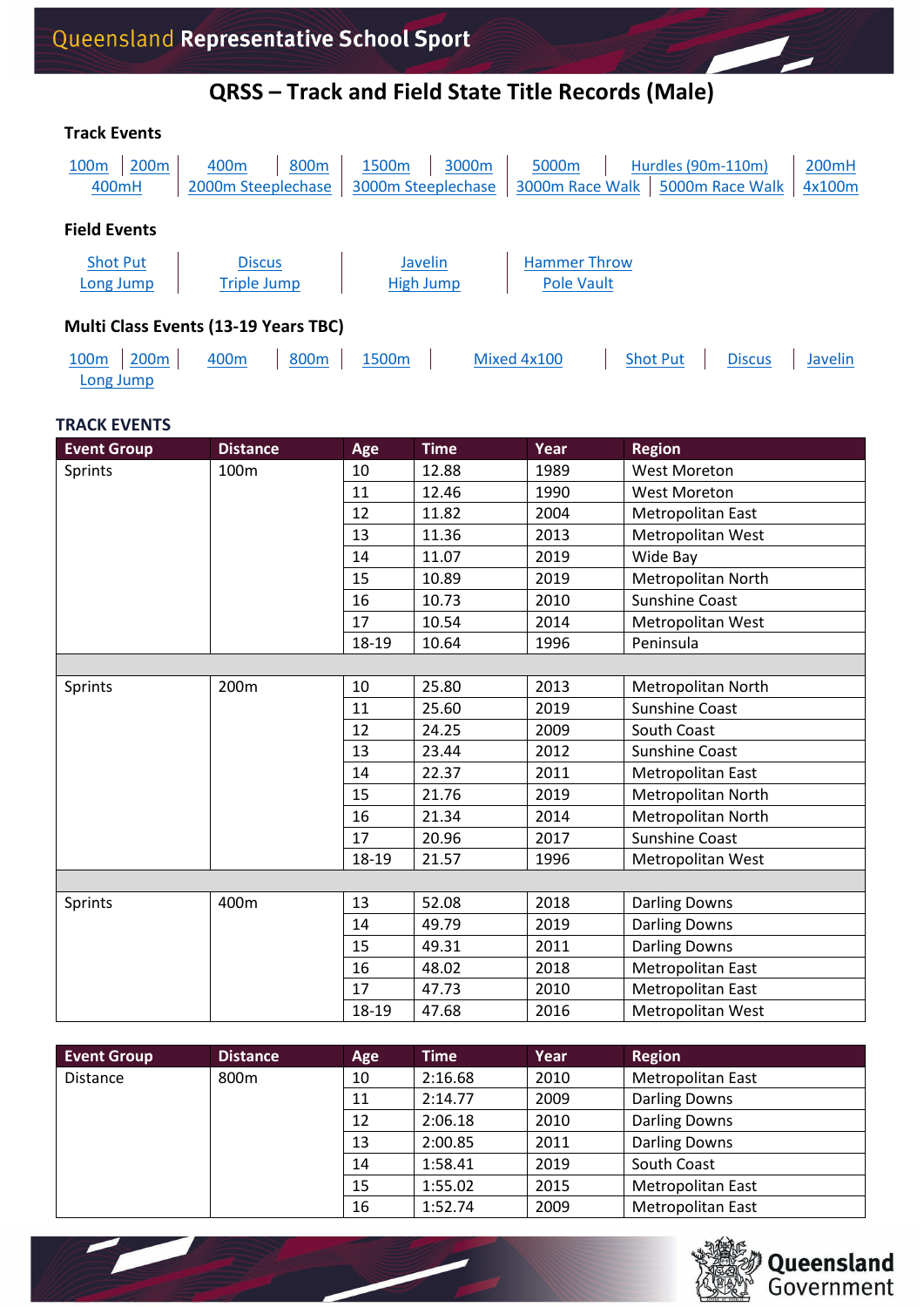Queensland Representative School Sport

# QRSS – Track and Field State Title Records (Male)

### Track Events

100m | 200m | 400m | 800m | 1500m | 3000m | 5000m | Hurdles (90m-110m) | 200mH
400mH | 2000m Steeplechase | 3000m Steeplechase | 3000m Race Walk | 5000m Race Walk | 4x100m

### Field Events

Shot Put | Discus | Javelin | Hammer Throw
Long Jump | Triple Jump | High Jump | Pole Vault

### Multi Class Events (13-19 Years TBC)

100m | 200m | 400m | 800m | 1500m | Mixed 4x100 | Shot Put | Discus | Javelin
Long Jump

## TRACK EVENTS

| Event Group | Distance | Age | Time | Year | Region |
|---|---|---|---|---|---|
| Sprints | 100m | 10 | 12.88 | 1989 | West Moreton |
| | | 11 | 12.46 | 1990 | West Moreton |
| | | 12 | 11.82 | 2004 | Metropolitan East |
| | | 13 | 11.36 | 2013 | Metropolitan West |
| | | 14 | 11.07 | 2019 | Wide Bay |
| | | 15 | 10.89 | 2019 | Metropolitan North |
| | | 16 | 10.73 | 2010 | Sunshine Coast |
| | | 17 | 10.54 | 2014 | Metropolitan West |
| | | 18-19 | 10.64 | 1996 | Peninsula |
| | | | | | |
| Sprints | 200m | 10 | 25.80 | 2013 | Metropolitan North |
| | | 11 | 25.60 | 2019 | Sunshine Coast |
| | | 12 | 24.25 | 2009 | South Coast |
| | | 13 | 23.44 | 2012 | Sunshine Coast |
| | | 14 | 22.37 | 2011 | Metropolitan East |
| | | 15 | 21.76 | 2019 | Metropolitan North |
| | | 16 | 21.34 | 2014 | Metropolitan North |
| | | 17 | 20.96 | 2017 | Sunshine Coast |
| | | 18-19 | 21.57 | 1996 | Metropolitan West |
| | | | | | |
| Sprints | 400m | 13 | 52.08 | 2018 | Darling Downs |
| | | 14 | 49.79 | 2019 | Darling Downs |
| | | 15 | 49.31 | 2011 | Darling Downs |
| | | 16 | 48.02 | 2018 | Metropolitan East |
| | | 17 | 47.73 | 2010 | Metropolitan East |
| | | 18-19 | 47.68 | 2016 | Metropolitan West |

| Event Group | Distance | Age | Time | Year | Region |
|---|---|---|---|---|---|
| Distance | 800m | 10 | 2:16.68 | 2010 | Metropolitan East |
| | | 11 | 2:14.77 | 2009 | Darling Downs |
| | | 12 | 2:06.18 | 2010 | Darling Downs |
| | | 13 | 2:00.85 | 2011 | Darling Downs |
| | | 14 | 1:58.41 | 2019 | South Coast |
| | | 15 | 1:55.02 | 2015 | Metropolitan East |
| | | 16 | 1:52.74 | 2009 | Metropolitan East |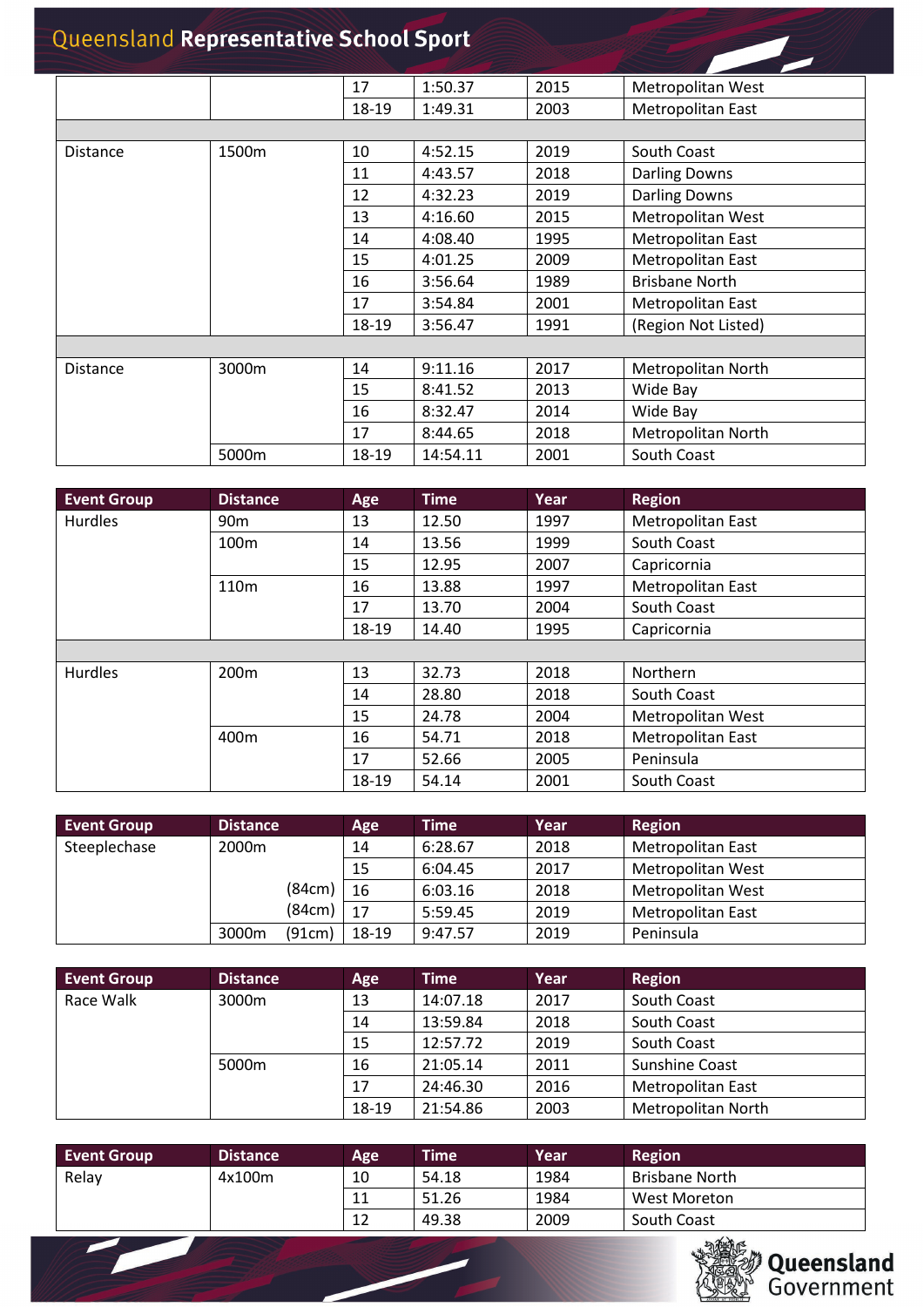| | | 17 | 1:50.37 | 2015 | Metropolitan West |
|---|---|---|---|---|---|
| | | 18-19 | 1:49.31 | 2003 | Metropolitan East |
| | | | | | |
| Distance | 1500m | 10 | 4:52.15 | 2019 | South Coast |
| | | 11 | 4:43.57 | 2018 | Darling Downs |
| | | 12 | 4:32.23 | 2019 | Darling Downs |
| | | 13 | 4:16.60 | 2015 | Metropolitan West |
| | | 14 | 4:08.40 | 1995 | Metropolitan East |
| | | 15 | 4:01.25 | 2009 | Metropolitan East |
| | | 16 | 3:56.64 | 1989 | Brisbane North |
| | | 17 | 3:54.84 | 2001 | Metropolitan East |
| | | 18-19 | 3:56.47 | 1991 | (Region Not Listed) |
| | | | | | |
| Distance | 3000m | 14 | 9:11.16 | 2017 | Metropolitan North |
| | | 15 | 8:41.52 | 2013 | Wide Bay |
| | | 16 | 8:32.47 | 2014 | Wide Bay |
| | | 17 | 8:44.65 | 2018 | Metropolitan North |
| | 5000m | 18-19 | 14:54.11 | 2001 | South Coast |

| Event Group | Distance | Age | Time | Year | Region |
|---|---|---|---|---|---|
| Hurdles | 90m | 13 | 12.50 | 1997 | Metropolitan East |
| | 100m | 14 | 13.56 | 1999 | South Coast |
| | | 15 | 12.95 | 2007 | Capricornia |
| | 110m | 16 | 13.88 | 1997 | Metropolitan East |
| | | 17 | 13.70 | 2004 | South Coast |
| | | 18-19 | 14.40 | 1995 | Capricornia |
| | | | | | |
| Hurdles | 200m | 13 | 32.73 | 2018 | Northern |
| | | 14 | 28.80 | 2018 | South Coast |
| | | 15 | 24.78 | 2004 | Metropolitan West |
| | 400m | 16 | 54.71 | 2018 | Metropolitan East |
| | | 17 | 52.66 | 2005 | Peninsula |
| | | 18-19 | 54.14 | 2001 | South Coast |

| Event Group | Distance | Age | Time | Year | Region |
|---|---|---|---|---|---|
| Steeplechase | 2000m | 14 | 6:28.67 | 2018 | Metropolitan East |
| | | 15 | 6:04.45 | 2017 | Metropolitan West |
| | (84cm) | 16 | 6:03.16 | 2018 | Metropolitan West |
| | (84cm) | 17 | 5:59.45 | 2019 | Metropolitan East |
| | 3000m (91cm) | 18-19 | 9:47.57 | 2019 | Peninsula |

| Event Group | Distance | Age | Time | Year | Region |
|---|---|---|---|---|---|
| Race Walk | 3000m | 13 | 14:07.18 | 2017 | South Coast |
| | | 14 | 13:59.84 | 2018 | South Coast |
| | | 15 | 12:57.72 | 2019 | South Coast |
| | 5000m | 16 | 21:05.14 | 2011 | Sunshine Coast |
| | | 17 | 24:46.30 | 2016 | Metropolitan East |
| | | 18-19 | 21:54.86 | 2003 | Metropolitan North |

| Event Group | Distance | Age | Time | Year | Region |
|---|---|---|---|---|---|
| Relay | 4x100m | 10 | 54.18 | 1984 | Brisbane North |
| | | 11 | 51.26 | 1984 | West Moreton |
| | | 12 | 49.38 | 2009 | South Coast |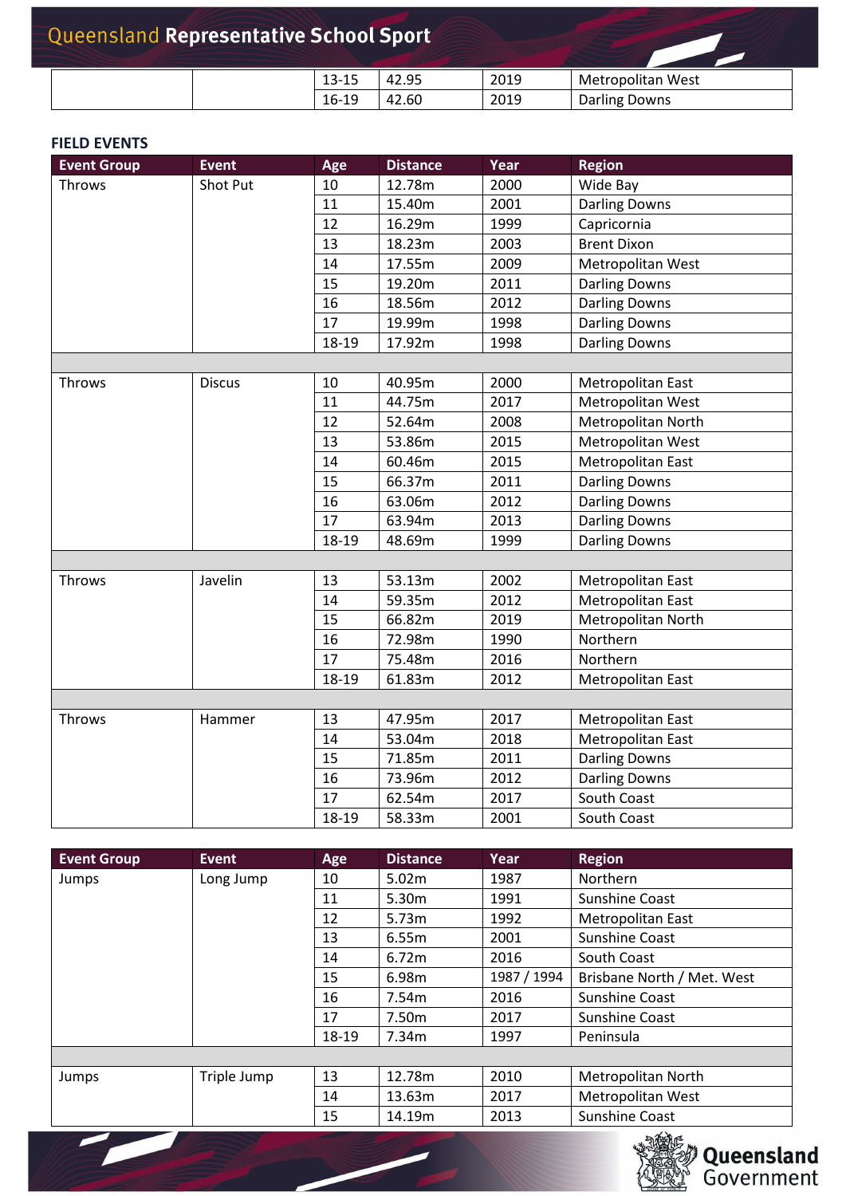| | | 13-15 | 42.95 | 2019 | Metropolitan West |
|---|---|---|---|---|---|
| | | 16-19 | 42.60 | 2019 | Darling Downs |

**FIELD EVENTS**

| Event Group | Event | Age | Distance | Year | Region |
|---|---|---|---|---|---|
| Throws | Shot Put | 10 | 12.78m | 2000 | Wide Bay |
| | | 11 | 15.40m | 2001 | Darling Downs |
| | | 12 | 16.29m | 1999 | Capricornia |
| | | 13 | 18.23m | 2003 | Brent Dixon |
| | | 14 | 17.55m | 2009 | Metropolitan West |
| | | 15 | 19.20m | 2011 | Darling Downs |
| | | 16 | 18.56m | 2012 | Darling Downs |
| | | 17 | 19.99m | 1998 | Darling Downs |
| | | 18-19 | 17.92m | 1998 | Darling Downs |
| | | | | | |
| Throws | Discus | 10 | 40.95m | 2000 | Metropolitan East |
| | | 11 | 44.75m | 2017 | Metropolitan West |
| | | 12 | 52.64m | 2008 | Metropolitan North |
| | | 13 | 53.86m | 2015 | Metropolitan West |
| | | 14 | 60.46m | 2015 | Metropolitan East |
| | | 15 | 66.37m | 2011 | Darling Downs |
| | | 16 | 63.06m | 2012 | Darling Downs |
| | | 17 | 63.94m | 2013 | Darling Downs |
| | | 18-19 | 48.69m | 1999 | Darling Downs |
| | | | | | |
| Throws | Javelin | 13 | 53.13m | 2002 | Metropolitan East |
| | | 14 | 59.35m | 2012 | Metropolitan East |
| | | 15 | 66.82m | 2019 | Metropolitan North |
| | | 16 | 72.98m | 1990 | Northern |
| | | 17 | 75.48m | 2016 | Northern |
| | | 18-19 | 61.83m | 2012 | Metropolitan East |
| | | | | | |
| Throws | Hammer | 13 | 47.95m | 2017 | Metropolitan East |
| | | 14 | 53.04m | 2018 | Metropolitan East |
| | | 15 | 71.85m | 2011 | Darling Downs |
| | | 16 | 73.96m | 2012 | Darling Downs |
| | | 17 | 62.54m | 2017 | South Coast |
| | | 18-19 | 58.33m | 2001 | South Coast |

| Event Group | Event | Age | Distance | Year | Region |
|---|---|---|---|---|---|
| Jumps | Long Jump | 10 | 5.02m | 1987 | Northern |
| | | 11 | 5.30m | 1991 | Sunshine Coast |
| | | 12 | 5.73m | 1992 | Metropolitan East |
| | | 13 | 6.55m | 2001 | Sunshine Coast |
| | | 14 | 6.72m | 2016 | South Coast |
| | | 15 | 6.98m | 1987 / 1994 | Brisbane North / Met. West |
| | | 16 | 7.54m | 2016 | Sunshine Coast |
| | | 17 | 7.50m | 2017 | Sunshine Coast |
| | | 18-19 | 7.34m | 1997 | Peninsula |
| | | | | | |
| Jumps | Triple Jump | 13 | 12.78m | 2010 | Metropolitan North |
| | | 14 | 13.63m | 2017 | Metropolitan West |
| | | 15 | 14.19m | 2013 | Sunshine Coast |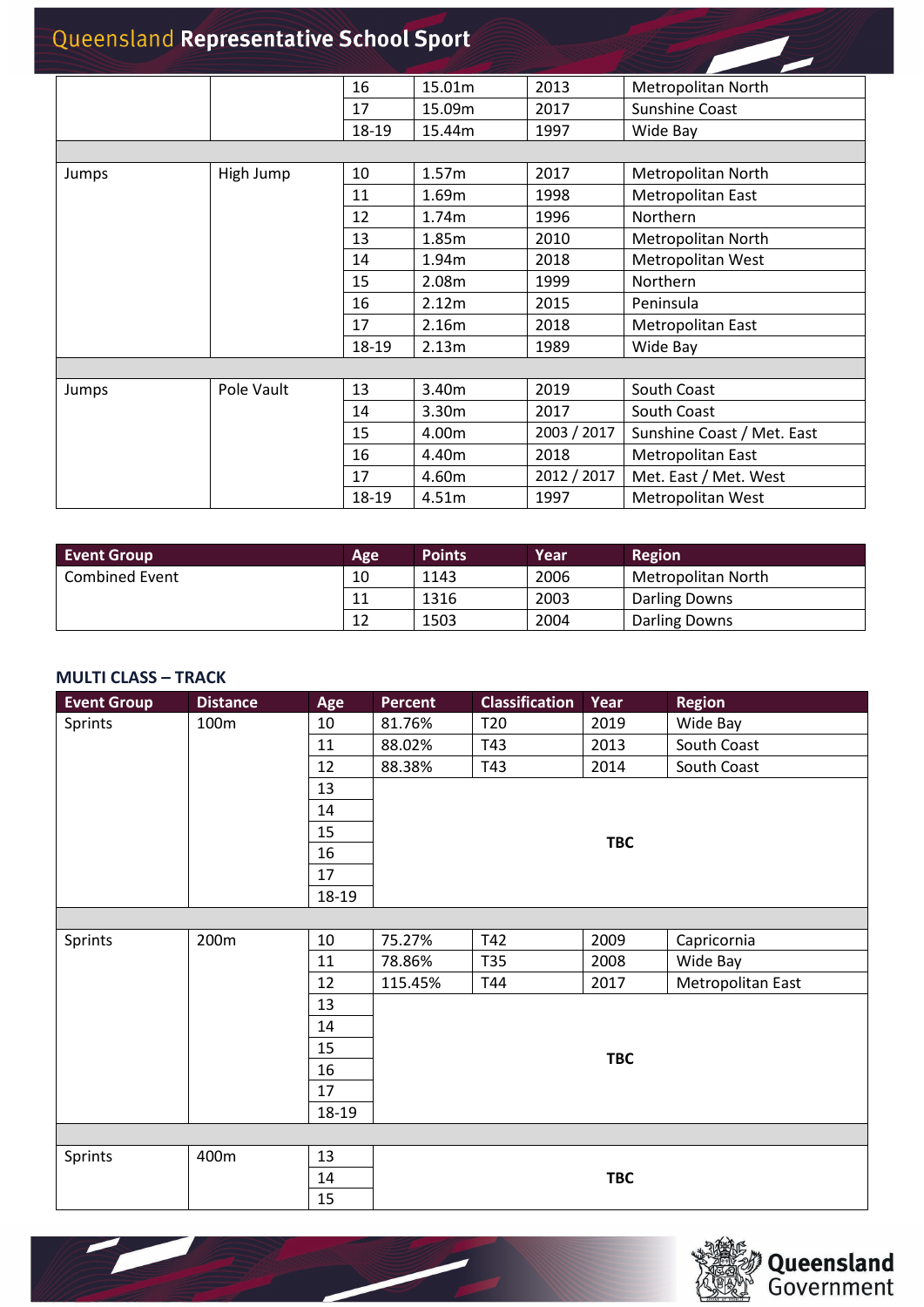| | | 16 | 15.01m | 2013 | Metropolitan North |
|---|---|---|---|---|---|
| | | 17 | 15.09m | 2017 | Sunshine Coast |
| | | 18-19 | 15.44m | 1997 | Wide Bay |
| | | | | | |
| Jumps | High Jump | 10 | 1.57m | 2017 | Metropolitan North |
| | | 11 | 1.69m | 1998 | Metropolitan East |
| | | 12 | 1.74m | 1996 | Northern |
| | | 13 | 1.85m | 2010 | Metropolitan North |
| | | 14 | 1.94m | 2018 | Metropolitan West |
| | | 15 | 2.08m | 1999 | Northern |
| | | 16 | 2.12m | 2015 | Peninsula |
| | | 17 | 2.16m | 2018 | Metropolitan East |
| | | 18-19 | 2.13m | 1989 | Wide Bay |
| | | | | | |
| Jumps | Pole Vault | 13 | 3.40m | 2019 | South Coast |
| | | 14 | 3.30m | 2017 | South Coast |
| | | 15 | 4.00m | 2003 / 2017 | Sunshine Coast / Met. East |
| | | 16 | 4.40m | 2018 | Metropolitan East |
| | | 17 | 4.60m | 2012 / 2017 | Met. East / Met. West |
| | | 18-19 | 4.51m | 1997 | Metropolitan West |

| Event Group | Age | Points | Year | Region |
|---|---|---|---|---|
| Combined Event | 10 | 1143 | 2006 | Metropolitan North |
| | 11 | 1316 | 2003 | Darling Downs |
| | 12 | 1503 | 2004 | Darling Downs |

### MULTI CLASS – TRACK

| Event Group | Distance | Age | Percent | Classification | Year | Region |
|---|---|---|---|---|---|---|
| Sprints | 100m | 10 | 81.76% | T20 | 2019 | Wide Bay |
| | | 11 | 88.02% | T43 | 2013 | South Coast |
| | | 12 | 88.38% | T43 | 2014 | South Coast |
| | | 13 | **TBC** | | | |
| | | 14 | | | | |
| | | 15 | | | | |
| | | 16 | | | | |
| | | 17 | | | | |
| | | 18-19 | | | | |
| | | | | | | |
| Sprints | 200m | 10 | 75.27% | T42 | 2009 | Capricornia |
| | | 11 | 78.86% | T35 | 2008 | Wide Bay |
| | | 12 | 115.45% | T44 | 2017 | Metropolitan East |
| | | 13 | **TBC** | | | |
| | | 14 | | | | |
| | | 15 | | | | |
| | | 16 | | | | |
| | | 17 | | | | |
| | | 18-19 | | | | |
| | | | | | | |
| Sprints | 400m | 13 | **TBC** | | | |
| | | 14 | | | | |
| | | 15 | | | | |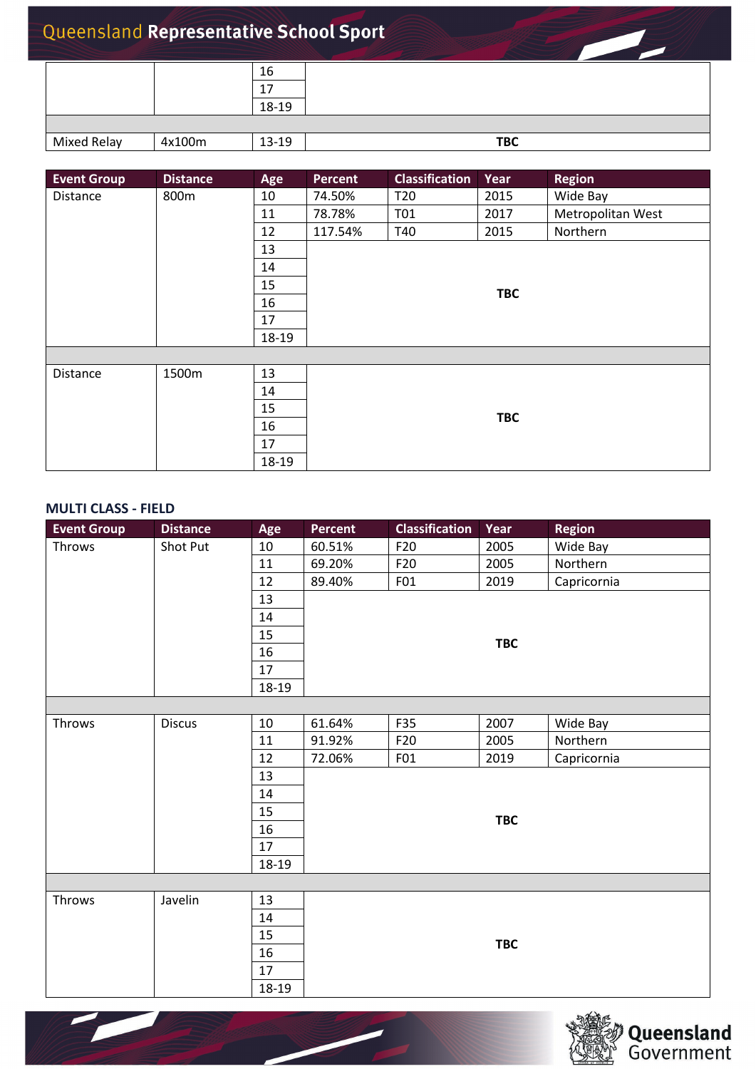| | | 16 | |
|---|---|---|---|
| | | 17 | |
| | | 18-19 | |
| | | | |
| Mixed Relay | 4x100m | 13-19 | TBC |

| Event Group | Distance | Age | Percent | Classification | Year | Region |
|---|---|---|---|---|---|---|
| Distance | 800m | 10 | 74.50% | T20 | 2015 | Wide Bay |
| | | 11 | 78.78% | T01 | 2017 | Metropolitan West |
| | | 12 | 117.54% | T40 | 2015 | Northern |
| | | 13 | TBC | | | |
| | | 14 | | | | |
| | | 15 | | | | |
| | | 16 | | | | |
| | | 17 | | | | |
| | | 18-19 | | | | |
| | | | | | | |
| Distance | 1500m | 13 | TBC | | | |
| | | 14 | | | | |
| | | 15 | | | | |
| | | 16 | | | | |
| | | 17 | | | | |
| | | 18-19 | | | | |

### MULTI CLASS - FIELD

| Event Group | Distance | Age | Percent | Classification | Year | Region |
|---|---|---|---|---|---|---|
| Throws | Shot Put | 10 | 60.51% | F20 | 2005 | Wide Bay |
| | | 11 | 69.20% | F20 | 2005 | Northern |
| | | 12 | 89.40% | F01 | 2019 | Capricornia |
| | | 13 | TBC | | | |
| | | 14 | | | | |
| | | 15 | | | | |
| | | 16 | | | | |
| | | 17 | | | | |
| | | 18-19 | | | | |
| | | | | | | |
| Throws | Discus | 10 | 61.64% | F35 | 2007 | Wide Bay |
| | | 11 | 91.92% | F20 | 2005 | Northern |
| | | 12 | 72.06% | F01 | 2019 | Capricornia |
| | | 13 | TBC | | | |
| | | 14 | | | | |
| | | 15 | | | | |
| | | 16 | | | | |
| | | 17 | | | | |
| | | 18-19 | | | | |
| | | | | | | |
| Throws | Javelin | 13 | TBC | | | |
| | | 14 | | | | |
| | | 15 | | | | |
| | | 16 | | | | |
| | | 17 | | | | |
| | | 18-19 | | | | |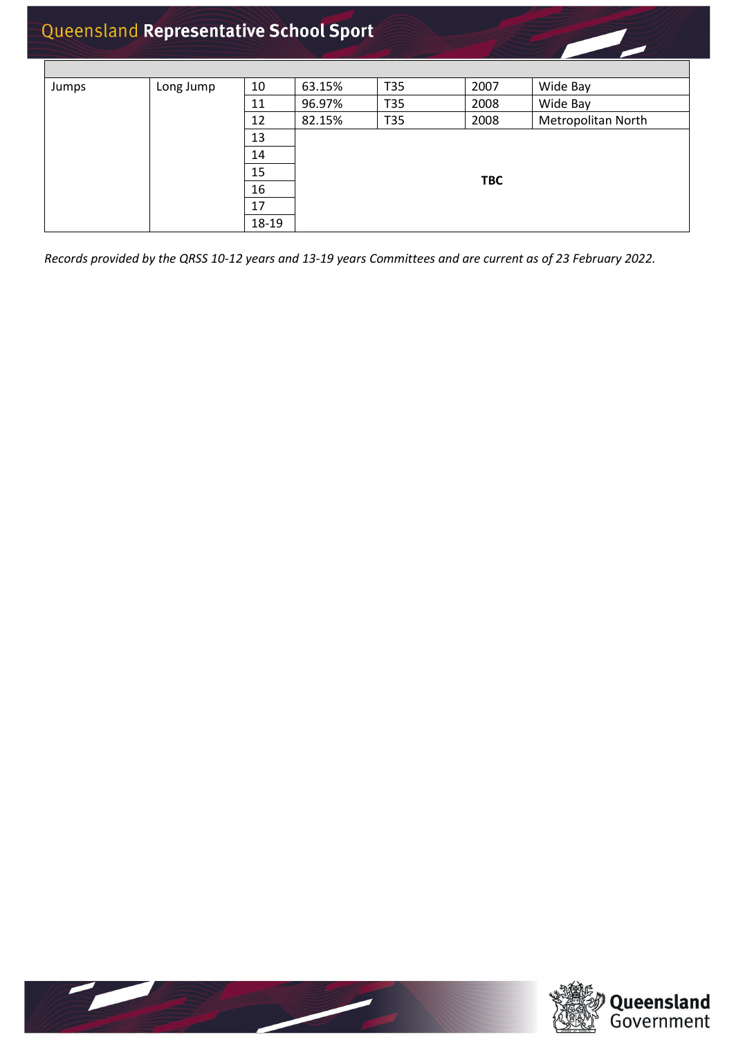| | | | | | | |
|---|---|---|---|---|---|---|
| Jumps | Long Jump | 10 | 63.15% | T35 | 2007 | Wide Bay |
| | | 11 | 96.97% | T35 | 2008 | Wide Bay |
| | | 12 | 82.15% | T35 | 2008 | Metropolitan North |
| | | 13 | | | | |
| | | 14 | | | | |
| | | 15 | | | | |
| | | 16 | | | **TBC** | |
| | | 17 | | | | |
| | | 18-19 | | | | |

*Records provided by the QRSS 10-12 years and 13-19 years Committees and are current as of 23 February 2022.*